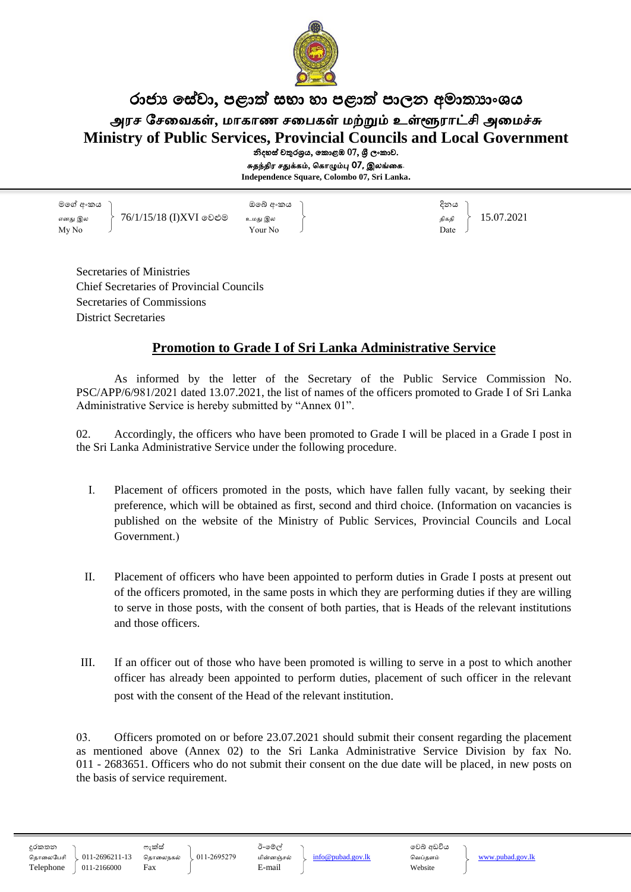# රාජ්‍ය සේවා, පළාත් සභා හා පළාත් පාලන අමාත්‍යාංශය

# அரச சேவைகள், மாகாண சபைகள் மற்றும் உள்ளூராட்சி அமைச்சு

# Ministry of Public Services, Provincial Councils and Local Government

නිදහස් චතුරශ්‍රය, කොළඹ 07, ශ්‍රී ලංකාව.
சுதந்திர சதுக்கம், கொழும்பு 07, இலங்கை.
Independence Square, Colombo 07, Sri Lanka.

| මගේ අංකය / எனது இல / My No | 76/1/15/18 (I)XVI වෙළුම | ඔබේ අංකය / உமது இல / Your No | | දිනය / திகதி / Date | 15.07.2021 |
|---|---|---|---|---|---|

Secretaries of Ministries
Chief Secretaries of Provincial Councils
Secretaries of Commissions
District Secretaries

## Promotion to Grade I of Sri Lanka Administrative Service

As informed by the letter of the Secretary of the Public Service Commission No. PSC/APP/6/981/2021 dated 13.07.2021, the list of names of the officers promoted to Grade I of Sri Lanka Administrative Service is hereby submitted by "Annex 01".

02. Accordingly, the officers who have been promoted to Grade I will be placed in a Grade I post in the Sri Lanka Administrative Service under the following procedure.

I. Placement of officers promoted in the posts, which have fallen fully vacant, by seeking their preference, which will be obtained as first, second and third choice. (Information on vacancies is published on the website of the Ministry of Public Services, Provincial Councils and Local Government.)

II. Placement of officers who have been appointed to perform duties in Grade I posts at present out of the officers promoted, in the same posts in which they are performing duties if they are willing to serve in those posts, with the consent of both parties, that is Heads of the relevant institutions and those officers.

III. If an officer out of those who have been promoted is willing to serve in a post to which another officer has already been appointed to perform duties, placement of such officer in the relevant post with the consent of the Head of the relevant institution.

03. Officers promoted on or before 23.07.2021 should submit their consent regarding the placement as mentioned above (Annex 02) to the Sri Lanka Administrative Service Division by fax No. 011 - 2683651. Officers who do not submit their consent on the due date will be placed, in new posts on the basis of service requirement.

| දුරකතන / தொலைபேசி / Telephone | 011-2696211-13 011-2166000 | ෆැක්ස් / தொலைநகல் / Fax | 011-2695279 | ඊ-මේල් / மின்னஞ்சல் / E-mail | info@pubad.gov.lk | වෙබ් අඩවිය / வெப்தளம் / Website | www.pubad.gov.lk |
|---|---|---|---|---|---|---|---|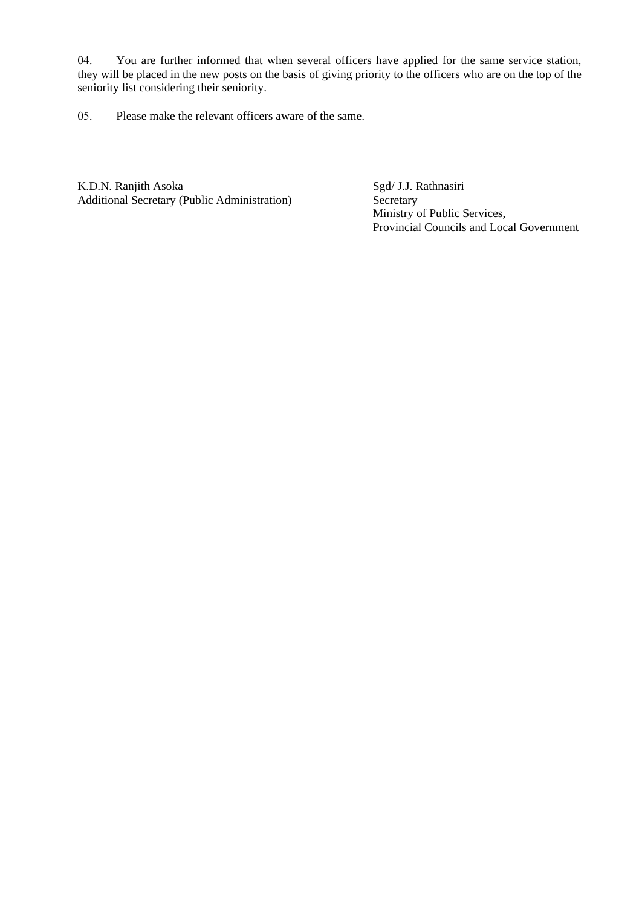04. You are further informed that when several officers have applied for the same service station, they will be placed in the new posts on the basis of giving priority to the officers who are on the top of the seniority list considering their seniority.

05. Please make the relevant officers aware of the same.

K.D.N. Ranjith Asoka
Additional Secretary (Public Administration)

Sgd/ J.J. Rathnasiri
Secretary
Ministry of Public Services,
Provincial Councils and Local Government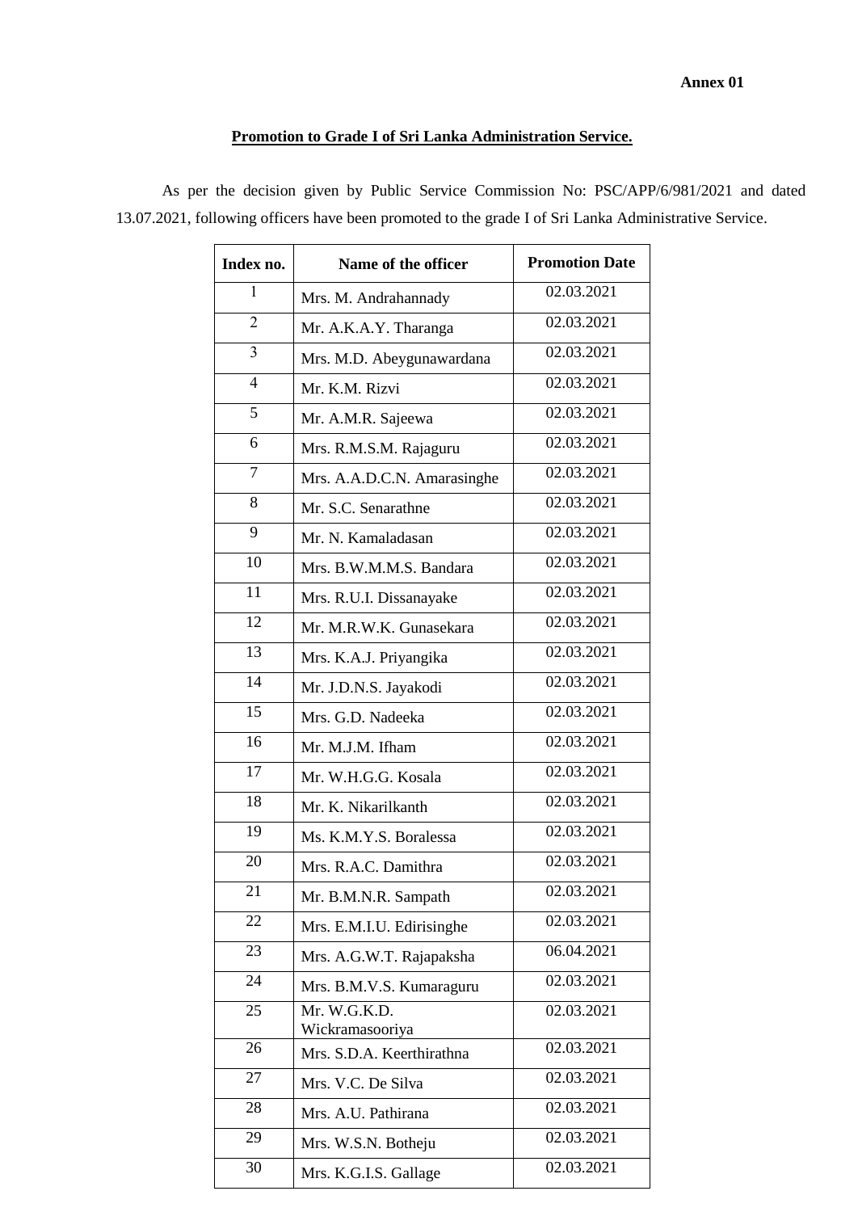**Annex 01**

**Promotion to Grade I of Sri Lanka Administration Service.**

As per the decision given by Public Service Commission No: PSC/APP/6/981/2021 and dated 13.07.2021, following officers have been promoted to the grade I of Sri Lanka Administrative Service.

| Index no. | Name of the officer | Promotion Date |
|---|---|---|
| 1 | Mrs. M. Andrahannady | 02.03.2021 |
| 2 | Mr. A.K.A.Y. Tharanga | 02.03.2021 |
| 3 | Mrs. M.D. Abeygunawardana | 02.03.2021 |
| 4 | Mr. K.M. Rizvi | 02.03.2021 |
| 5 | Mr. A.M.R. Sajeewa | 02.03.2021 |
| 6 | Mrs. R.M.S.M. Rajaguru | 02.03.2021 |
| 7 | Mrs. A.A.D.C.N. Amarasinghe | 02.03.2021 |
| 8 | Mr. S.C. Senarathne | 02.03.2021 |
| 9 | Mr. N. Kamaladasan | 02.03.2021 |
| 10 | Mrs. B.W.M.M.S. Bandara | 02.03.2021 |
| 11 | Mrs. R.U.I. Dissanayake | 02.03.2021 |
| 12 | Mr. M.R.W.K. Gunasekara | 02.03.2021 |
| 13 | Mrs. K.A.J. Priyangika | 02.03.2021 |
| 14 | Mr. J.D.N.S. Jayakodi | 02.03.2021 |
| 15 | Mrs. G.D. Nadeeka | 02.03.2021 |
| 16 | Mr. M.J.M. Ifham | 02.03.2021 |
| 17 | Mr. W.H.G.G. Kosala | 02.03.2021 |
| 18 | Mr. K. Nikarilkanth | 02.03.2021 |
| 19 | Ms. K.M.Y.S. Boralessa | 02.03.2021 |
| 20 | Mrs. R.A.C. Damithra | 02.03.2021 |
| 21 | Mr. B.M.N.R. Sampath | 02.03.2021 |
| 22 | Mrs. E.M.I.U. Edirisinghe | 02.03.2021 |
| 23 | Mrs. A.G.W.T. Rajapaksha | 06.04.2021 |
| 24 | Mrs. B.M.V.S. Kumaraguru | 02.03.2021 |
| 25 | Mr. W.G.K.D. Wickramasooriya | 02.03.2021 |
| 26 | Mrs. S.D.A. Keerthirathna | 02.03.2021 |
| 27 | Mrs. V.C. De Silva | 02.03.2021 |
| 28 | Mrs. A.U. Pathirana | 02.03.2021 |
| 29 | Mrs. W.S.N. Botheju | 02.03.2021 |
| 30 | Mrs. K.G.I.S. Gallage | 02.03.2021 |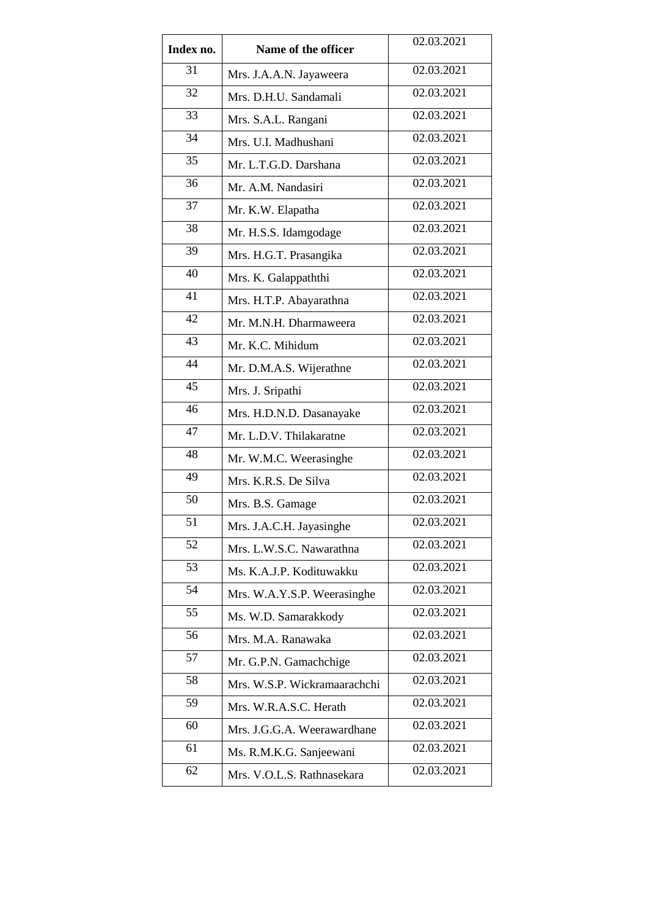| Index no. | Name of the officer | 02.03.2021 |
|---|---|---|
| 31 | Mrs. J.A.A.N. Jayaweera | 02.03.2021 |
| 32 | Mrs. D.H.U. Sandamali | 02.03.2021 |
| 33 | Mrs. S.A.L. Rangani | 02.03.2021 |
| 34 | Mrs. U.I. Madhushani | 02.03.2021 |
| 35 | Mr. L.T.G.D. Darshana | 02.03.2021 |
| 36 | Mr. A.M. Nandasiri | 02.03.2021 |
| 37 | Mr. K.W. Elapatha | 02.03.2021 |
| 38 | Mr. H.S.S. Idamgodage | 02.03.2021 |
| 39 | Mrs. H.G.T. Prasangika | 02.03.2021 |
| 40 | Mrs. K. Galappaththi | 02.03.2021 |
| 41 | Mrs. H.T.P. Abayarathna | 02.03.2021 |
| 42 | Mr. M.N.H. Dharmaweera | 02.03.2021 |
| 43 | Mr. K.C. Mihidum | 02.03.2021 |
| 44 | Mr. D.M.A.S. Wijerathne | 02.03.2021 |
| 45 | Mrs. J. Sripathi | 02.03.2021 |
| 46 | Mrs. H.D.N.D. Dasanayake | 02.03.2021 |
| 47 | Mr. L.D.V. Thilakaratne | 02.03.2021 |
| 48 | Mr. W.M.C. Weerasinghe | 02.03.2021 |
| 49 | Mrs. K.R.S. De Silva | 02.03.2021 |
| 50 | Mrs. B.S. Gamage | 02.03.2021 |
| 51 | Mrs. J.A.C.H. Jayasinghe | 02.03.2021 |
| 52 | Mrs. L.W.S.C. Nawarathna | 02.03.2021 |
| 53 | Ms. K.A.J.P. Kodituwakku | 02.03.2021 |
| 54 | Mrs. W.A.Y.S.P. Weerasinghe | 02.03.2021 |
| 55 | Ms. W.D. Samarakkody | 02.03.2021 |
| 56 | Mrs. M.A. Ranawaka | 02.03.2021 |
| 57 | Mr. G.P.N. Gamachchige | 02.03.2021 |
| 58 | Mrs. W.S.P. Wickramaarachchi | 02.03.2021 |
| 59 | Mrs. W.R.A.S.C. Herath | 02.03.2021 |
| 60 | Mrs. J.G.G.A. Weerawardhane | 02.03.2021 |
| 61 | Ms. R.M.K.G. Sanjeewani | 02.03.2021 |
| 62 | Mrs. V.O.L.S. Rathnasekara | 02.03.2021 |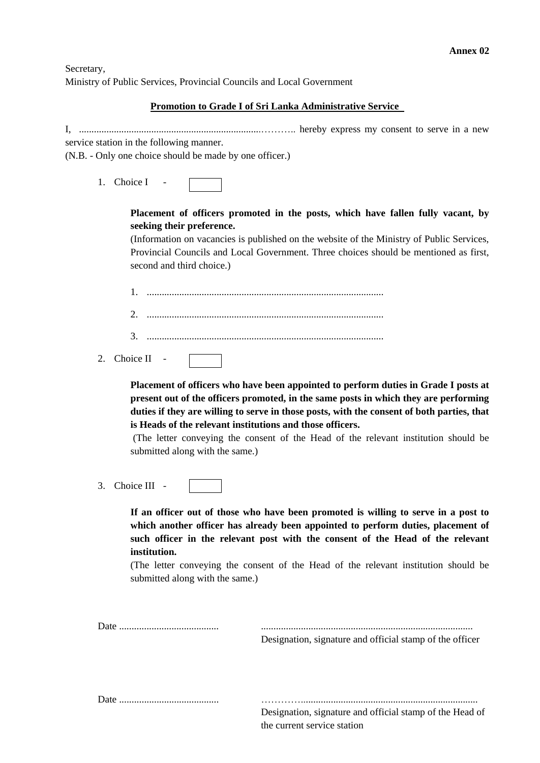**Annex 02**

Secretary,
Ministry of Public Services, Provincial Councils and Local Government

**Promotion to Grade I of Sri Lanka Administrative Service**

I, ..........................................................................……….. hereby express my consent to serve in a new service station in the following manner.
(N.B. - Only one choice should be made by one officer.)

1. Choice I - ☐

   **Placement of officers promoted in the posts, which have fallen fully vacant, by seeking their preference.**
   (Information on vacancies is published on the website of the Ministry of Public Services, Provincial Councils and Local Government. Three choices should be mentioned as first, second and third choice.)

   1. ..............................................................................................
   2. ..............................................................................................
   3. ..............................................................................................

2. Choice II - ☐

   **Placement of officers who have been appointed to perform duties in Grade I posts at present out of the officers promoted, in the same posts in which they are performing duties if they are willing to serve in those posts, with the consent of both parties, that is Heads of the relevant institutions and those officers.**
   (The letter conveying the consent of the Head of the relevant institution should be submitted along with the same.)

3. Choice III - ☐

   **If an officer out of those who have been promoted is willing to serve in a post to which another officer has already been appointed to perform duties, placement of such officer in the relevant post with the consent of the Head of the relevant institution.**
   (The letter conveying the consent of the Head of the relevant institution should be submitted along with the same.)

Date ........................................ .....................................................................................
Designation, signature and official stamp of the officer

Date ........................................ ……………......................................................................
Designation, signature and official stamp of the Head of the current service station